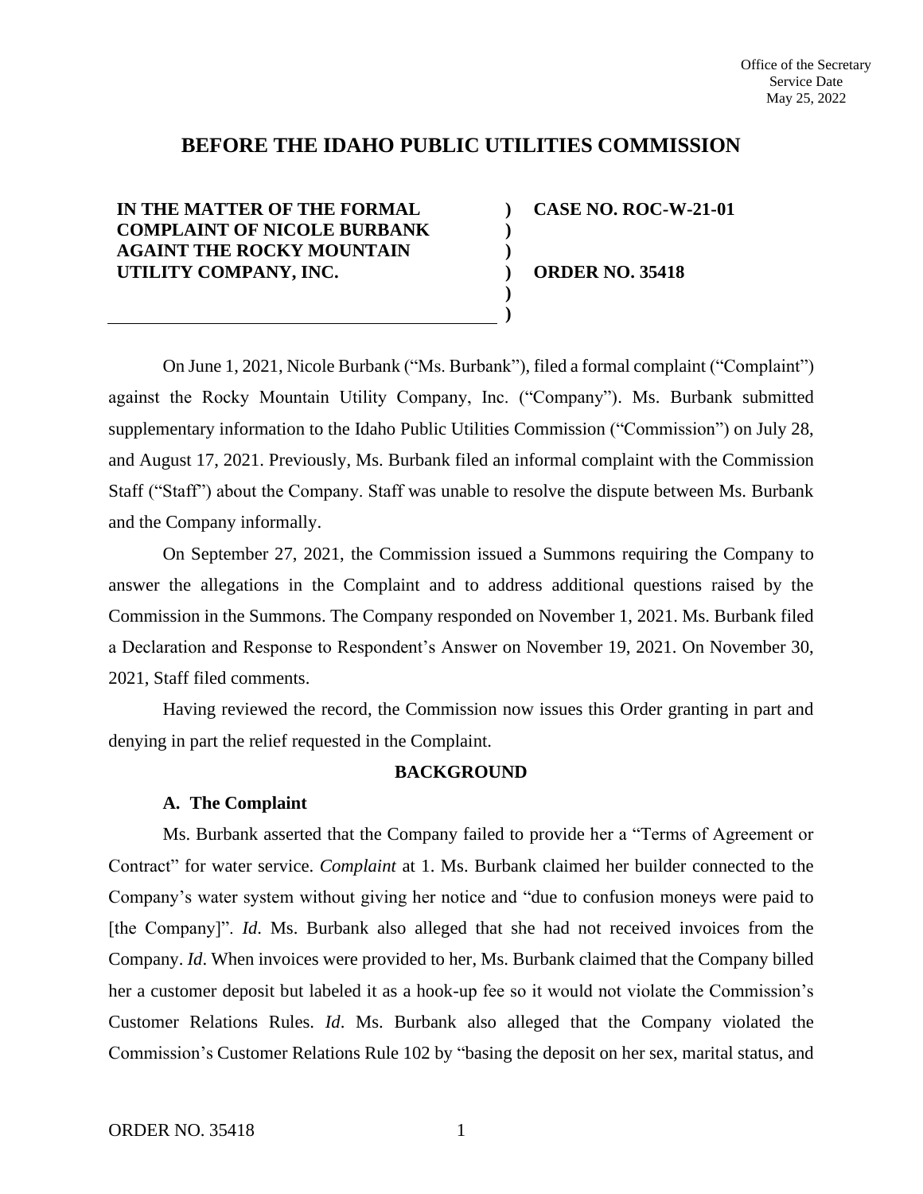Office of the Secretary
Service Date
May 25, 2022

# BEFORE THE IDAHO PUBLIC UTILITIES COMMISSION

| | | |
|---|---|---|
| **IN THE MATTER OF THE FORMAL COMPLAINT OF NICOLE BURBANK AGAINT THE ROCKY MOUNTAIN UTILITY COMPANY, INC.** | ) ) ) ) ) ) | **CASE NO. ROC-W-21-01** <br><br> **ORDER NO. 35418** |

On June 1, 2021, Nicole Burbank ("Ms. Burbank"), filed a formal complaint ("Complaint") against the Rocky Mountain Utility Company, Inc. ("Company"). Ms. Burbank submitted supplementary information to the Idaho Public Utilities Commission ("Commission") on July 28, and August 17, 2021. Previously, Ms. Burbank filed an informal complaint with the Commission Staff ("Staff") about the Company. Staff was unable to resolve the dispute between Ms. Burbank and the Company informally.

On September 27, 2021, the Commission issued a Summons requiring the Company to answer the allegations in the Complaint and to address additional questions raised by the Commission in the Summons. The Company responded on November 1, 2021. Ms. Burbank filed a Declaration and Response to Respondent's Answer on November 19, 2021. On November 30, 2021, Staff filed comments.

Having reviewed the record, the Commission now issues this Order granting in part and denying in part the relief requested in the Complaint.

## BACKGROUND

### A. The Complaint

Ms. Burbank asserted that the Company failed to provide her a "Terms of Agreement or Contract" for water service. *Complaint* at 1. Ms. Burbank claimed her builder connected to the Company's water system without giving her notice and "due to confusion moneys were paid to [the Company]". *Id.* Ms. Burbank also alleged that she had not received invoices from the Company. *Id*. When invoices were provided to her, Ms. Burbank claimed that the Company billed her a customer deposit but labeled it as a hook-up fee so it would not violate the Commission's Customer Relations Rules. *Id*. Ms. Burbank also alleged that the Company violated the Commission's Customer Relations Rule 102 by "basing the deposit on her sex, marital status, and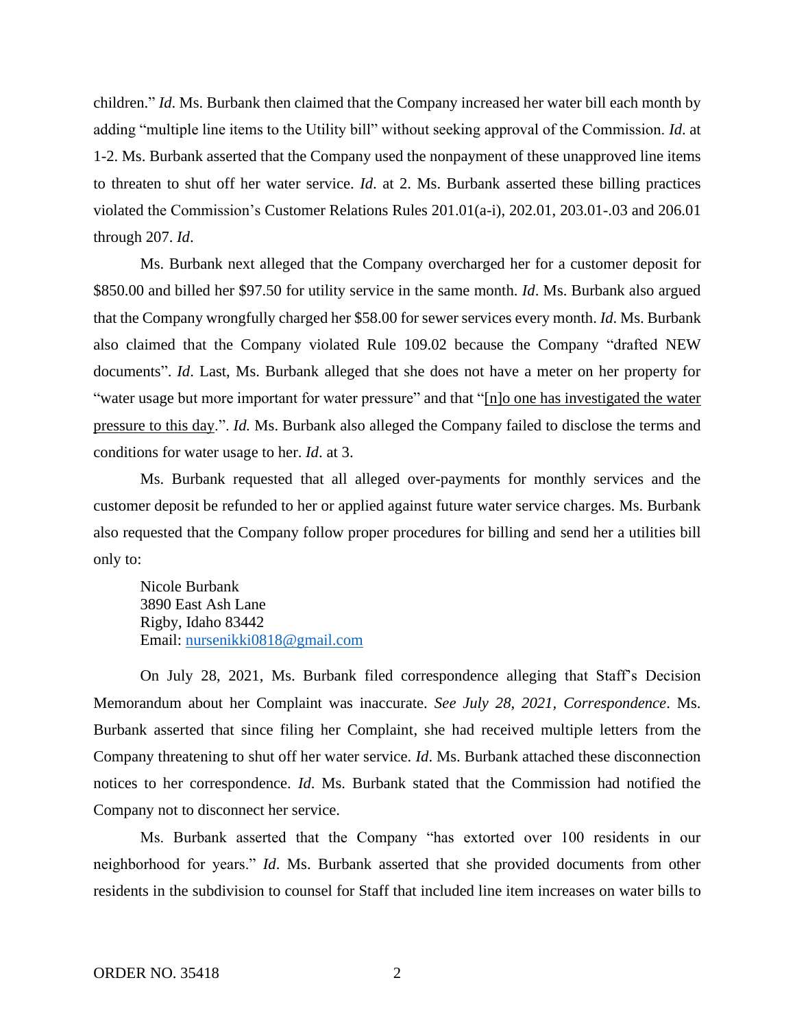children." *Id*. Ms. Burbank then claimed that the Company increased her water bill each month by adding "multiple line items to the Utility bill" without seeking approval of the Commission. *Id*. at 1-2. Ms. Burbank asserted that the Company used the nonpayment of these unapproved line items to threaten to shut off her water service. *Id*. at 2. Ms. Burbank asserted these billing practices violated the Commission's Customer Relations Rules 201.01(a-i), 202.01, 203.01-.03 and 206.01 through 207. *Id*.

Ms. Burbank next alleged that the Company overcharged her for a customer deposit for $850.00 and billed her $97.50 for utility service in the same month. *Id*. Ms. Burbank also argued that the Company wrongfully charged her $58.00 for sewer services every month. *Id*. Ms. Burbank also claimed that the Company violated Rule 109.02 because the Company "drafted NEW documents". *Id*. Last, Ms. Burbank alleged that she does not have a meter on her property for "water usage but more important for water pressure" and that "<u>[n]o one has investigated the water pressure to this day</u>.". *Id.* Ms. Burbank also alleged the Company failed to disclose the terms and conditions for water usage to her. *Id*. at 3.

Ms. Burbank requested that all alleged over-payments for monthly services and the customer deposit be refunded to her or applied against future water service charges. Ms. Burbank also requested that the Company follow proper procedures for billing and send her a utilities bill only to:

> Nicole Burbank
> 3890 East Ash Lane
> Rigby, Idaho 83442
> Email: nursenikki0818@gmail.com

On July 28, 2021, Ms. Burbank filed correspondence alleging that Staff's Decision Memorandum about her Complaint was inaccurate. *See July 28, 2021, Correspondence*. Ms. Burbank asserted that since filing her Complaint, she had received multiple letters from the Company threatening to shut off her water service. *Id*. Ms. Burbank attached these disconnection notices to her correspondence. *Id*. Ms. Burbank stated that the Commission had notified the Company not to disconnect her service.

Ms. Burbank asserted that the Company "has extorted over 100 residents in our neighborhood for years." *Id*. Ms. Burbank asserted that she provided documents from other residents in the subdivision to counsel for Staff that included line item increases on water bills to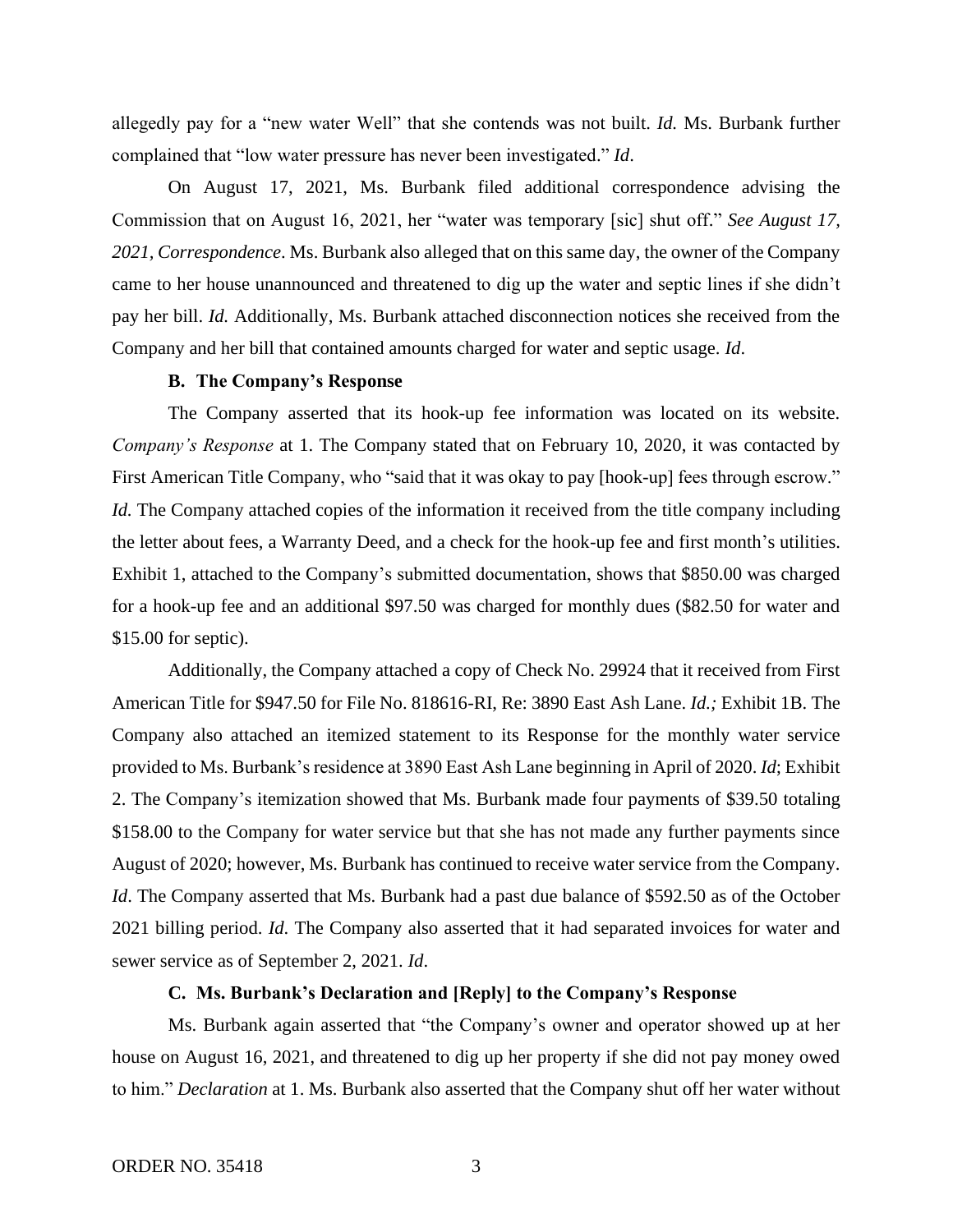allegedly pay for a "new water Well" that she contends was not built. *Id.* Ms. Burbank further complained that "low water pressure has never been investigated." *Id*.

On August 17, 2021, Ms. Burbank filed additional correspondence advising the Commission that on August 16, 2021, her "water was temporary [sic] shut off." *See August 17, 2021, Correspondence*. Ms. Burbank also alleged that on this same day, the owner of the Company came to her house unannounced and threatened to dig up the water and septic lines if she didn't pay her bill. *Id.* Additionally, Ms. Burbank attached disconnection notices she received from the Company and her bill that contained amounts charged for water and septic usage. *Id*.

### B. The Company's Response

The Company asserted that its hook-up fee information was located on its website. *Company's Response* at 1. The Company stated that on February 10, 2020, it was contacted by First American Title Company, who "said that it was okay to pay [hook-up] fees through escrow." *Id.* The Company attached copies of the information it received from the title company including the letter about fees, a Warranty Deed, and a check for the hook-up fee and first month's utilities. Exhibit 1, attached to the Company's submitted documentation, shows that $850.00 was charged for a hook-up fee and an additional $97.50 was charged for monthly dues ($82.50 for water and $15.00 for septic).

Additionally, the Company attached a copy of Check No. 29924 that it received from First American Title for $947.50 for File No. 818616-RI, Re: 3890 East Ash Lane. *Id.;* Exhibit 1B. The Company also attached an itemized statement to its Response for the monthly water service provided to Ms. Burbank's residence at 3890 East Ash Lane beginning in April of 2020. *Id*; Exhibit 2. The Company's itemization showed that Ms. Burbank made four payments of $39.50 totaling $158.00 to the Company for water service but that she has not made any further payments since August of 2020; however, Ms. Burbank has continued to receive water service from the Company. *Id*. The Company asserted that Ms. Burbank had a past due balance of $592.50 as of the October 2021 billing period. *Id.* The Company also asserted that it had separated invoices for water and sewer service as of September 2, 2021. *Id*.

### C. Ms. Burbank's Declaration and [Reply] to the Company's Response

Ms. Burbank again asserted that "the Company's owner and operator showed up at her house on August 16, 2021, and threatened to dig up her property if she did not pay money owed to him." *Declaration* at 1. Ms. Burbank also asserted that the Company shut off her water without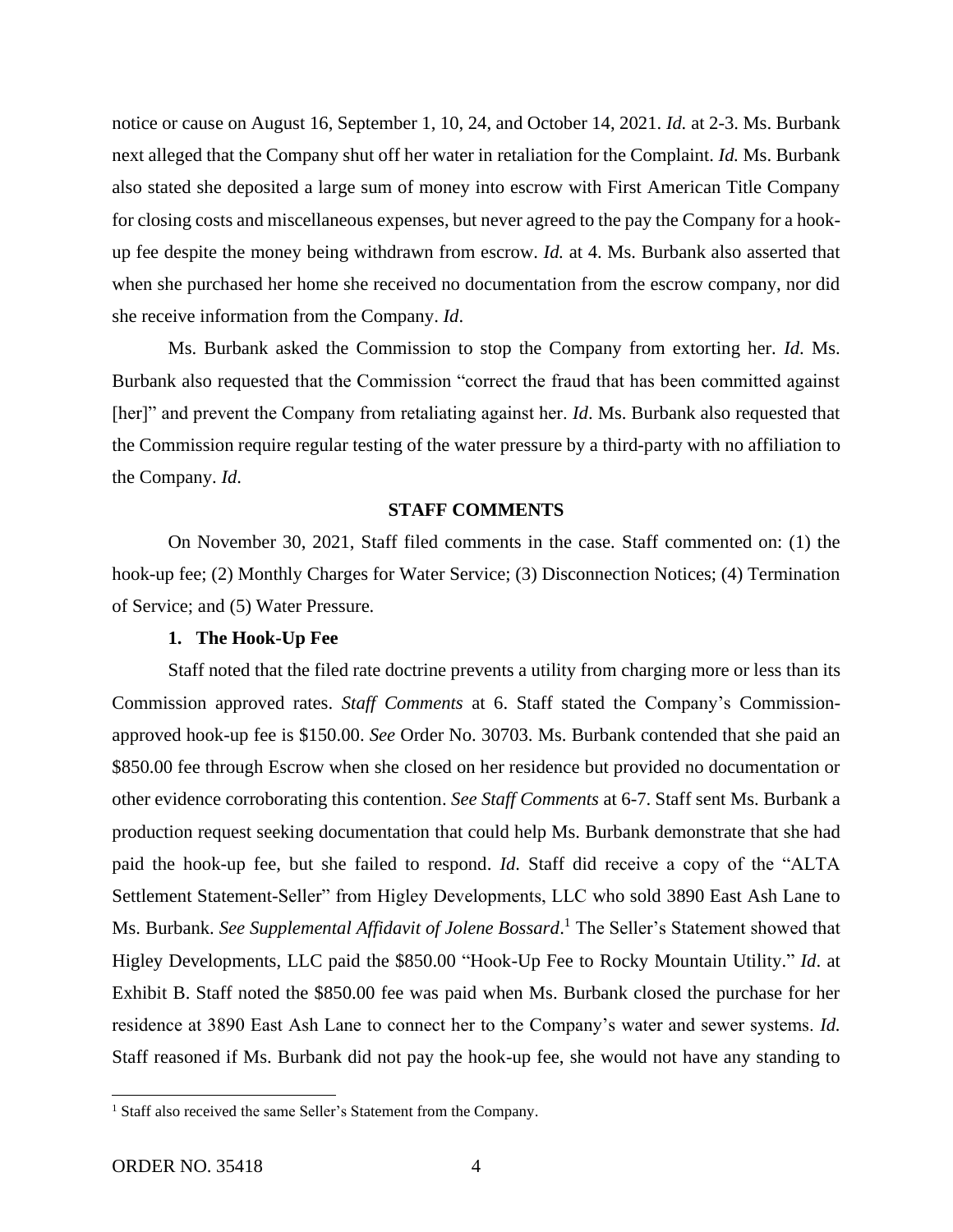notice or cause on August 16, September 1, 10, 24, and October 14, 2021. *Id.* at 2-3. Ms. Burbank next alleged that the Company shut off her water in retaliation for the Complaint. *Id.* Ms. Burbank also stated she deposited a large sum of money into escrow with First American Title Company for closing costs and miscellaneous expenses, but never agreed to the pay the Company for a hook-up fee despite the money being withdrawn from escrow. *Id.* at 4. Ms. Burbank also asserted that when she purchased her home she received no documentation from the escrow company, nor did she receive information from the Company. *Id*.

Ms. Burbank asked the Commission to stop the Company from extorting her. *Id*. Ms. Burbank also requested that the Commission "correct the fraud that has been committed against [her]" and prevent the Company from retaliating against her. *Id*. Ms. Burbank also requested that the Commission require regular testing of the water pressure by a third-party with no affiliation to the Company. *Id*.

## STAFF COMMENTS

On November 30, 2021, Staff filed comments in the case. Staff commented on: (1) the hook-up fee; (2) Monthly Charges for Water Service; (3) Disconnection Notices; (4) Termination of Service; and (5) Water Pressure.

### 1. The Hook-Up Fee

Staff noted that the filed rate doctrine prevents a utility from charging more or less than its Commission approved rates. *Staff Comments* at 6. Staff stated the Company's Commission-approved hook-up fee is $150.00. *See* Order No. 30703. Ms. Burbank contended that she paid an $850.00 fee through Escrow when she closed on her residence but provided no documentation or other evidence corroborating this contention. *See Staff Comments* at 6-7. Staff sent Ms. Burbank a production request seeking documentation that could help Ms. Burbank demonstrate that she had paid the hook-up fee, but she failed to respond. *Id*. Staff did receive a copy of the "ALTA Settlement Statement-Seller" from Higley Developments, LLC who sold 3890 East Ash Lane to Ms. Burbank. *See Supplemental Affidavit of Jolene Bossard*.[1] The Seller's Statement showed that Higley Developments, LLC paid the $850.00 "Hook-Up Fee to Rocky Mountain Utility." *Id*. at Exhibit B. Staff noted the $850.00 fee was paid when Ms. Burbank closed the purchase for her residence at 3890 East Ash Lane to connect her to the Company's water and sewer systems. *Id.* Staff reasoned if Ms. Burbank did not pay the hook-up fee, she would not have any standing to

[1] Staff also received the same Seller's Statement from the Company.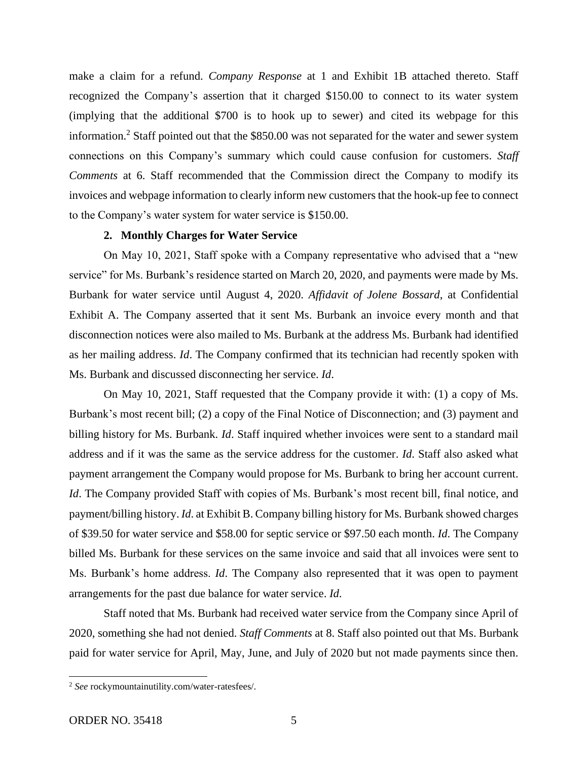make a claim for a refund. *Company Response* at 1 and Exhibit 1B attached thereto. Staff recognized the Company's assertion that it charged $150.00 to connect to its water system (implying that the additional $700 is to hook up to sewer) and cited its webpage for this information.[2] Staff pointed out that the $850.00 was not separated for the water and sewer system connections on this Company's summary which could cause confusion for customers. *Staff Comments* at 6. Staff recommended that the Commission direct the Company to modify its invoices and webpage information to clearly inform new customers that the hook-up fee to connect to the Company's water system for water service is $150.00.

**2. Monthly Charges for Water Service**

On May 10, 2021, Staff spoke with a Company representative who advised that a "new service" for Ms. Burbank's residence started on March 20, 2020, and payments were made by Ms. Burbank for water service until August 4, 2020. *Affidavit of Jolene Bossard*, at Confidential Exhibit A. The Company asserted that it sent Ms. Burbank an invoice every month and that disconnection notices were also mailed to Ms. Burbank at the address Ms. Burbank had identified as her mailing address. *Id*. The Company confirmed that its technician had recently spoken with Ms. Burbank and discussed disconnecting her service. *Id*.

On May 10, 2021, Staff requested that the Company provide it with: (1) a copy of Ms. Burbank's most recent bill; (2) a copy of the Final Notice of Disconnection; and (3) payment and billing history for Ms. Burbank. *Id*. Staff inquired whether invoices were sent to a standard mail address and if it was the same as the service address for the customer. *Id*. Staff also asked what payment arrangement the Company would propose for Ms. Burbank to bring her account current. *Id*. The Company provided Staff with copies of Ms. Burbank's most recent bill, final notice, and payment/billing history. *Id*. at Exhibit B. Company billing history for Ms. Burbank showed charges of $39.50 for water service and $58.00 for septic service or $97.50 each month. *Id*. The Company billed Ms. Burbank for these services on the same invoice and said that all invoices were sent to Ms. Burbank's home address. *Id*. The Company also represented that it was open to payment arrangements for the past due balance for water service. *Id*.

Staff noted that Ms. Burbank had received water service from the Company since April of 2020, something she had not denied. *Staff Comments* at 8. Staff also pointed out that Ms. Burbank paid for water service for April, May, June, and July of 2020 but not made payments since then.

[2] *See* rockymountainutility.com/water-ratesfees/.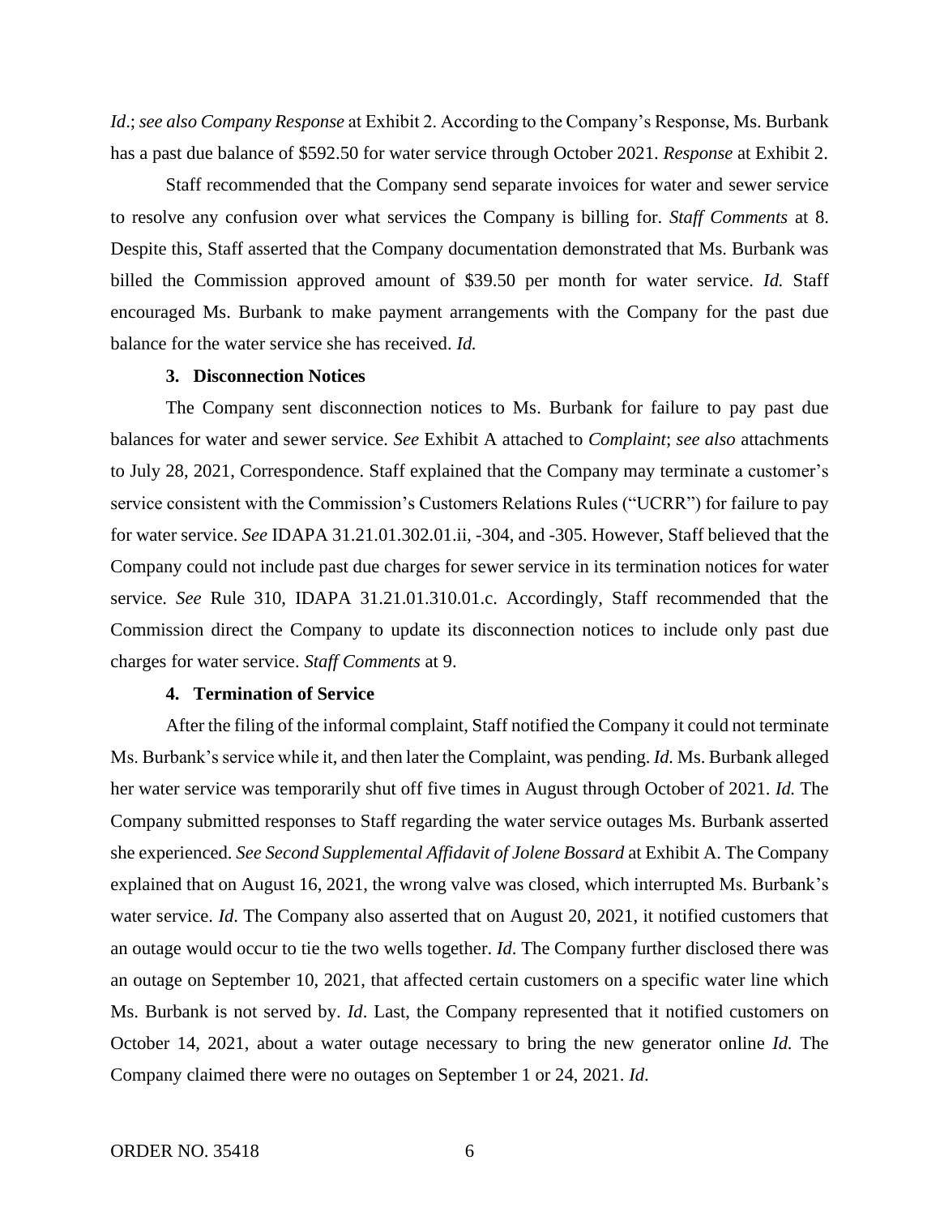*Id*.; *see also Company Response* at Exhibit 2. According to the Company's Response, Ms. Burbank has a past due balance of $592.50 for water service through October 2021. *Response* at Exhibit 2.

Staff recommended that the Company send separate invoices for water and sewer service to resolve any confusion over what services the Company is billing for. *Staff Comments* at 8. Despite this, Staff asserted that the Company documentation demonstrated that Ms. Burbank was billed the Commission approved amount of $39.50 per month for water service. *Id.* Staff encouraged Ms. Burbank to make payment arrangements with the Company for the past due balance for the water service she has received. *Id.*

### 3. Disconnection Notices

The Company sent disconnection notices to Ms. Burbank for failure to pay past due balances for water and sewer service. *See* Exhibit A attached to *Complaint*; *see also* attachments to July 28, 2021, Correspondence. Staff explained that the Company may terminate a customer's service consistent with the Commission's Customers Relations Rules ("UCRR") for failure to pay for water service. *See* IDAPA 31.21.01.302.01.ii, -304, and -305. However, Staff believed that the Company could not include past due charges for sewer service in its termination notices for water service. *See* Rule 310, IDAPA 31.21.01.310.01.c. Accordingly, Staff recommended that the Commission direct the Company to update its disconnection notices to include only past due charges for water service. *Staff Comments* at 9.

### 4. Termination of Service

After the filing of the informal complaint, Staff notified the Company it could not terminate Ms. Burbank's service while it, and then later the Complaint, was pending. *Id.* Ms. Burbank alleged her water service was temporarily shut off five times in August through October of 2021. *Id.* The Company submitted responses to Staff regarding the water service outages Ms. Burbank asserted she experienced. *See Second Supplemental Affidavit of Jolene Bossard* at Exhibit A. The Company explained that on August 16, 2021, the wrong valve was closed, which interrupted Ms. Burbank's water service. *Id*. The Company also asserted that on August 20, 2021, it notified customers that an outage would occur to tie the two wells together. *Id.* The Company further disclosed there was an outage on September 10, 2021, that affected certain customers on a specific water line which Ms. Burbank is not served by. *Id*. Last, the Company represented that it notified customers on October 14, 2021, about a water outage necessary to bring the new generator online *Id.* The Company claimed there were no outages on September 1 or 24, 2021. *Id*.

ORDER NO. 35418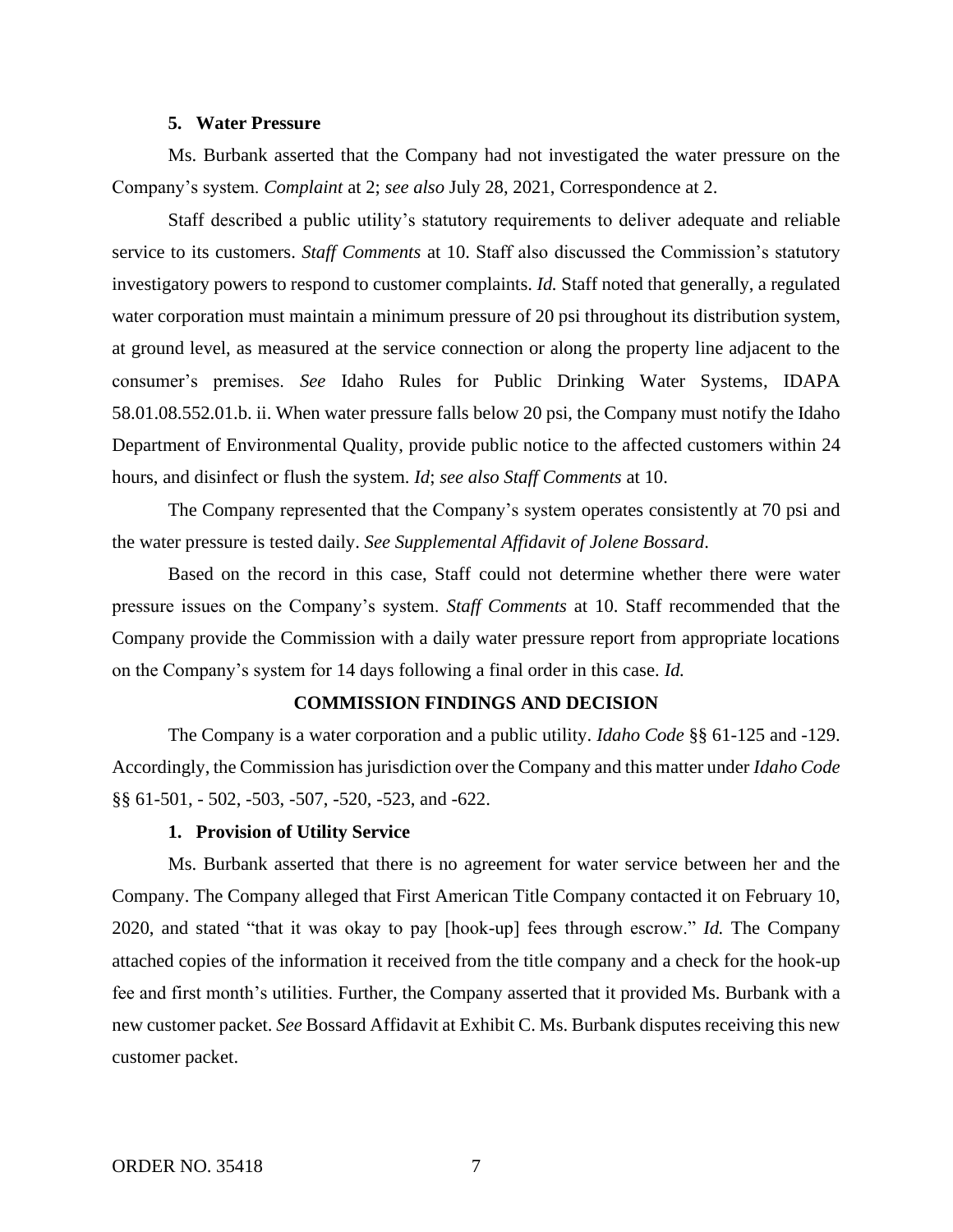### 5. Water Pressure

Ms. Burbank asserted that the Company had not investigated the water pressure on the Company's system. *Complaint* at 2; *see also* July 28, 2021, Correspondence at 2.

Staff described a public utility's statutory requirements to deliver adequate and reliable service to its customers. *Staff Comments* at 10. Staff also discussed the Commission's statutory investigatory powers to respond to customer complaints. *Id.* Staff noted that generally, a regulated water corporation must maintain a minimum pressure of 20 psi throughout its distribution system, at ground level, as measured at the service connection or along the property line adjacent to the consumer's premises. *See* Idaho Rules for Public Drinking Water Systems, IDAPA 58.01.08.552.01.b. ii. When water pressure falls below 20 psi, the Company must notify the Idaho Department of Environmental Quality, provide public notice to the affected customers within 24 hours, and disinfect or flush the system. *Id*; *see also Staff Comments* at 10.

The Company represented that the Company's system operates consistently at 70 psi and the water pressure is tested daily. *See Supplemental Affidavit of Jolene Bossard*.

Based on the record in this case, Staff could not determine whether there were water pressure issues on the Company's system. *Staff Comments* at 10. Staff recommended that the Company provide the Commission with a daily water pressure report from appropriate locations on the Company's system for 14 days following a final order in this case. *Id.*

## COMMISSION FINDINGS AND DECISION

The Company is a water corporation and a public utility. *Idaho Code* §§ 61-125 and -129. Accordingly, the Commission has jurisdiction over the Company and this matter under *Idaho Code* §§ 61-501, - 502, -503, -507, -520, -523, and -622.

### 1. Provision of Utility Service

Ms. Burbank asserted that there is no agreement for water service between her and the Company. The Company alleged that First American Title Company contacted it on February 10, 2020, and stated "that it was okay to pay [hook-up] fees through escrow." *Id.* The Company attached copies of the information it received from the title company and a check for the hook-up fee and first month's utilities. Further, the Company asserted that it provided Ms. Burbank with a new customer packet. *See* Bossard Affidavit at Exhibit C. Ms. Burbank disputes receiving this new customer packet.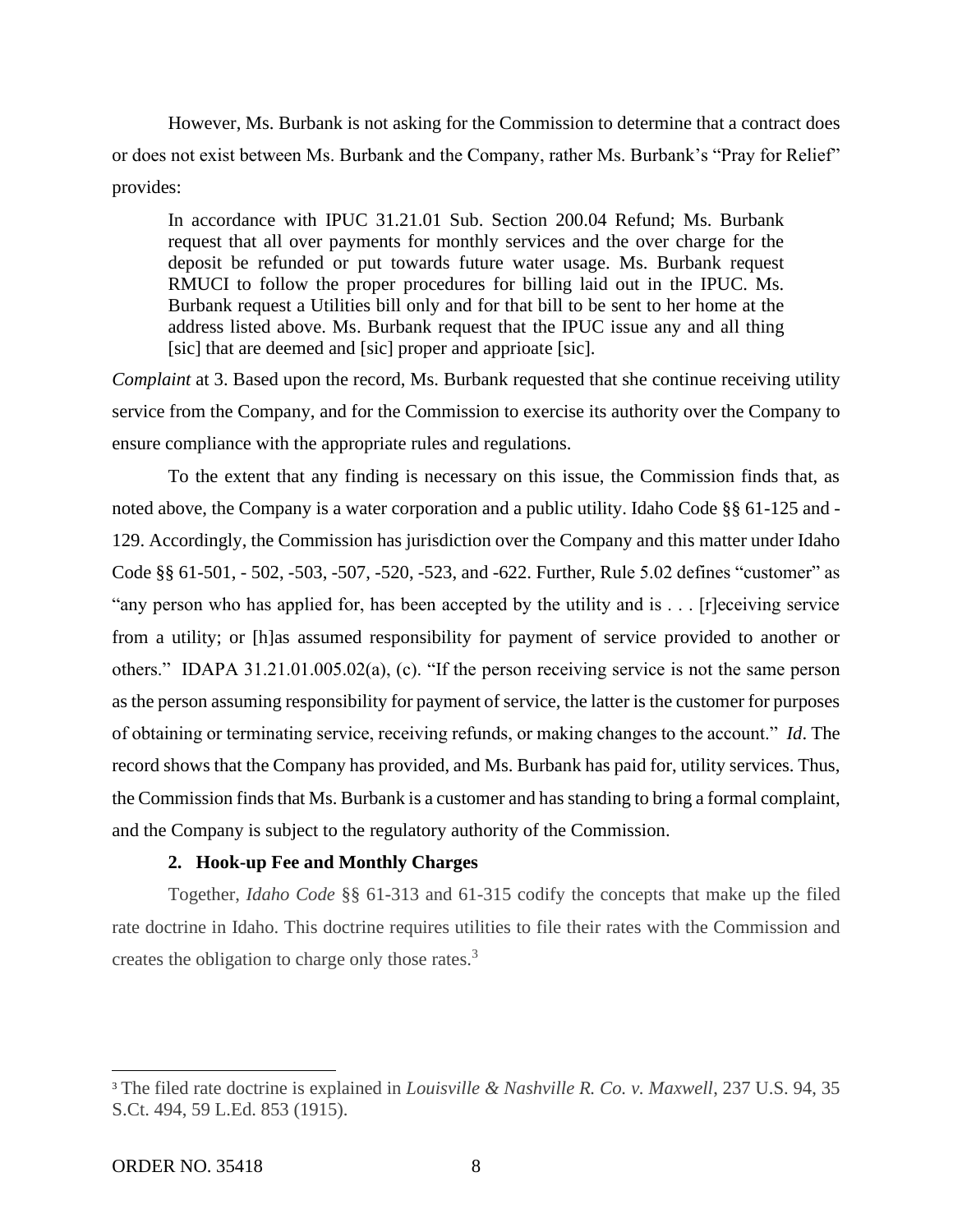However, Ms. Burbank is not asking for the Commission to determine that a contract does or does not exist between Ms. Burbank and the Company, rather Ms. Burbank's "Pray for Relief" provides:

> In accordance with IPUC 31.21.01 Sub. Section 200.04 Refund; Ms. Burbank request that all over payments for monthly services and the over charge for the deposit be refunded or put towards future water usage. Ms. Burbank request RMUCI to follow the proper procedures for billing laid out in the IPUC. Ms. Burbank request a Utilities bill only and for that bill to be sent to her home at the address listed above. Ms. Burbank request that the IPUC issue any and all thing [sic] that are deemed and [sic] proper and apprioate [sic].

*Complaint* at 3. Based upon the record, Ms. Burbank requested that she continue receiving utility service from the Company, and for the Commission to exercise its authority over the Company to ensure compliance with the appropriate rules and regulations.

To the extent that any finding is necessary on this issue, the Commission finds that, as noted above, the Company is a water corporation and a public utility. Idaho Code §§ 61-125 and -129. Accordingly, the Commission has jurisdiction over the Company and this matter under Idaho Code §§ 61-501, - 502, -503, -507, -520, -523, and -622. Further, Rule 5.02 defines "customer" as "any person who has applied for, has been accepted by the utility and is . . . [r]eceiving service from a utility; or [h]as assumed responsibility for payment of service provided to another or others." IDAPA 31.21.01.005.02(a), (c). "If the person receiving service is not the same person as the person assuming responsibility for payment of service, the latter is the customer for purposes of obtaining or terminating service, receiving refunds, or making changes to the account." *Id*. The record shows that the Company has provided, and Ms. Burbank has paid for, utility services. Thus, the Commission finds that Ms. Burbank is a customer and has standing to bring a formal complaint, and the Company is subject to the regulatory authority of the Commission.

### 2. Hook-up Fee and Monthly Charges

Together, *Idaho Code* §§ 61-313 and 61-315 codify the concepts that make up the filed rate doctrine in Idaho. This doctrine requires utilities to file their rates with the Commission and creates the obligation to charge only those rates.[3]

---

[3] The filed rate doctrine is explained in *Louisville & Nashville R. Co. v. Maxwell*, 237 U.S. 94, 35 S.Ct. 494, 59 L.Ed. 853 (1915).

ORDER NO. 35418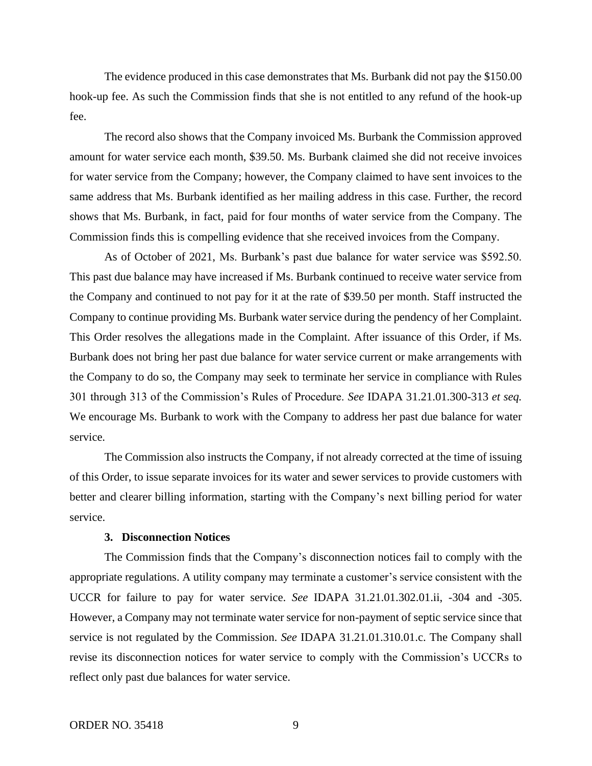The evidence produced in this case demonstrates that Ms. Burbank did not pay the $150.00 hook-up fee. As such the Commission finds that she is not entitled to any refund of the hook-up fee.

The record also shows that the Company invoiced Ms. Burbank the Commission approved amount for water service each month, $39.50. Ms. Burbank claimed she did not receive invoices for water service from the Company; however, the Company claimed to have sent invoices to the same address that Ms. Burbank identified as her mailing address in this case. Further, the record shows that Ms. Burbank, in fact, paid for four months of water service from the Company. The Commission finds this is compelling evidence that she received invoices from the Company.

As of October of 2021, Ms. Burbank's past due balance for water service was $592.50. This past due balance may have increased if Ms. Burbank continued to receive water service from the Company and continued to not pay for it at the rate of $39.50 per month. Staff instructed the Company to continue providing Ms. Burbank water service during the pendency of her Complaint. This Order resolves the allegations made in the Complaint. After issuance of this Order, if Ms. Burbank does not bring her past due balance for water service current or make arrangements with the Company to do so, the Company may seek to terminate her service in compliance with Rules 301 through 313 of the Commission's Rules of Procedure. *See* IDAPA 31.21.01.300-313 *et seq.* We encourage Ms. Burbank to work with the Company to address her past due balance for water service.

The Commission also instructs the Company, if not already corrected at the time of issuing of this Order, to issue separate invoices for its water and sewer services to provide customers with better and clearer billing information, starting with the Company's next billing period for water service.

### 3. Disconnection Notices

The Commission finds that the Company's disconnection notices fail to comply with the appropriate regulations. A utility company may terminate a customer's service consistent with the UCCR for failure to pay for water service. *See* IDAPA 31.21.01.302.01.ii, -304 and -305. However, a Company may not terminate water service for non-payment of septic service since that service is not regulated by the Commission. *See* IDAPA 31.21.01.310.01.c. The Company shall revise its disconnection notices for water service to comply with the Commission's UCCRs to reflect only past due balances for water service.

ORDER NO. 35418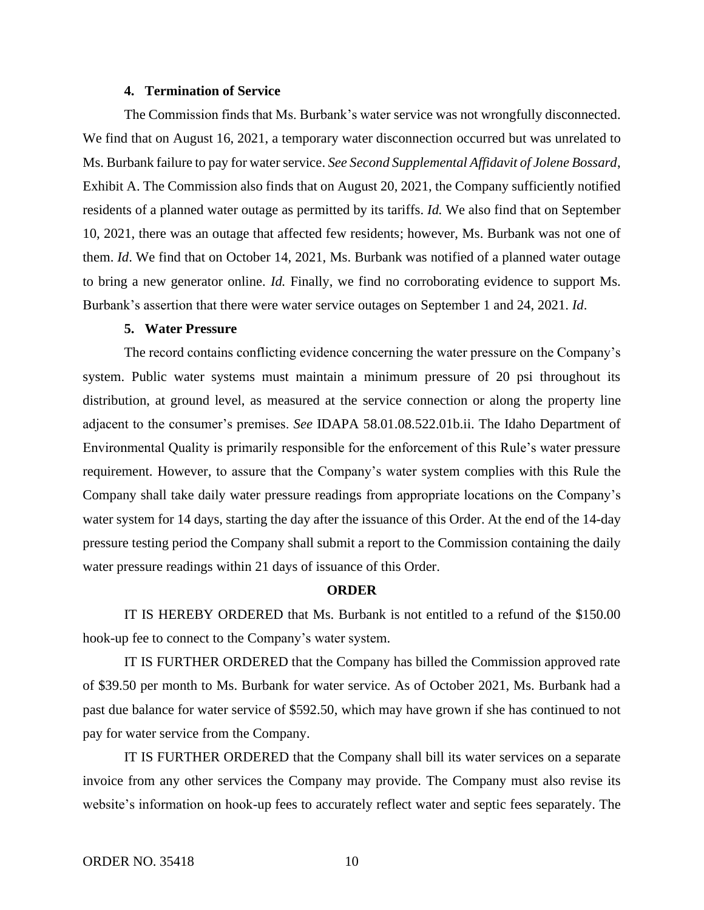### 4. Termination of Service

The Commission finds that Ms. Burbank's water service was not wrongfully disconnected. We find that on August 16, 2021, a temporary water disconnection occurred but was unrelated to Ms. Burbank failure to pay for water service. *See Second Supplemental Affidavit of Jolene Bossard*, Exhibit A. The Commission also finds that on August 20, 2021, the Company sufficiently notified residents of a planned water outage as permitted by its tariffs. *Id.* We also find that on September 10, 2021, there was an outage that affected few residents; however, Ms. Burbank was not one of them. *Id*. We find that on October 14, 2021, Ms. Burbank was notified of a planned water outage to bring a new generator online. *Id.* Finally, we find no corroborating evidence to support Ms. Burbank's assertion that there were water service outages on September 1 and 24, 2021. *Id*.

### 5. Water Pressure

The record contains conflicting evidence concerning the water pressure on the Company's system. Public water systems must maintain a minimum pressure of 20 psi throughout its distribution, at ground level, as measured at the service connection or along the property line adjacent to the consumer's premises. *See* IDAPA 58.01.08.522.01b.ii. The Idaho Department of Environmental Quality is primarily responsible for the enforcement of this Rule's water pressure requirement. However, to assure that the Company's water system complies with this Rule the Company shall take daily water pressure readings from appropriate locations on the Company's water system for 14 days, starting the day after the issuance of this Order. At the end of the 14-day pressure testing period the Company shall submit a report to the Commission containing the daily water pressure readings within 21 days of issuance of this Order.

## ORDER

IT IS HEREBY ORDERED that Ms. Burbank is not entitled to a refund of the $150.00 hook-up fee to connect to the Company's water system.

IT IS FURTHER ORDERED that the Company has billed the Commission approved rate of $39.50 per month to Ms. Burbank for water service. As of October 2021, Ms. Burbank had a past due balance for water service of $592.50, which may have grown if she has continued to not pay for water service from the Company.

IT IS FURTHER ORDERED that the Company shall bill its water services on a separate invoice from any other services the Company may provide. The Company must also revise its website's information on hook-up fees to accurately reflect water and septic fees separately. The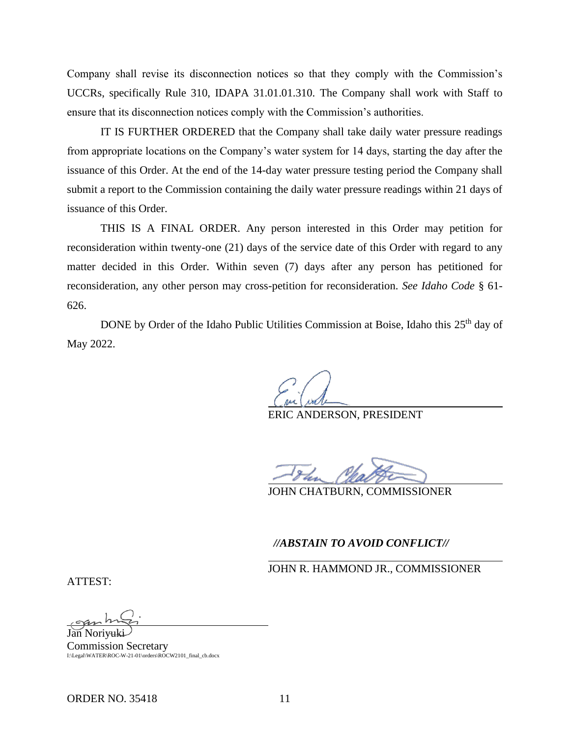Company shall revise its disconnection notices so that they comply with the Commission's UCCRs, specifically Rule 310, IDAPA 31.01.01.310. The Company shall work with Staff to ensure that its disconnection notices comply with the Commission's authorities.

IT IS FURTHER ORDERED that the Company shall take daily water pressure readings from appropriate locations on the Company's water system for 14 days, starting the day after the issuance of this Order. At the end of the 14-day water pressure testing period the Company shall submit a report to the Commission containing the daily water pressure readings within 21 days of issuance of this Order.

THIS IS A FINAL ORDER. Any person interested in this Order may petition for reconsideration within twenty-one (21) days of the service date of this Order with regard to any matter decided in this Order. Within seven (7) days after any person has petitioned for reconsideration, any other person may cross-petition for reconsideration. *See Idaho Code* § 61-626.

DONE by Order of the Idaho Public Utilities Commission at Boise, Idaho this 25th day of May 2022.

ERIC ANDERSON, PRESIDENT

JOHN CHATBURN, COMMISSIONER

***//ABSTAIN TO AVOID CONFLICT//***

JOHN R. HAMMOND JR., COMMISSIONER

ATTEST:

Jan Noriyuki
Commission Secretary
I:\Legal\WATER\ROC-W-21-01\orders\ROCW2101_final_cb.docx

ORDER NO. 35418